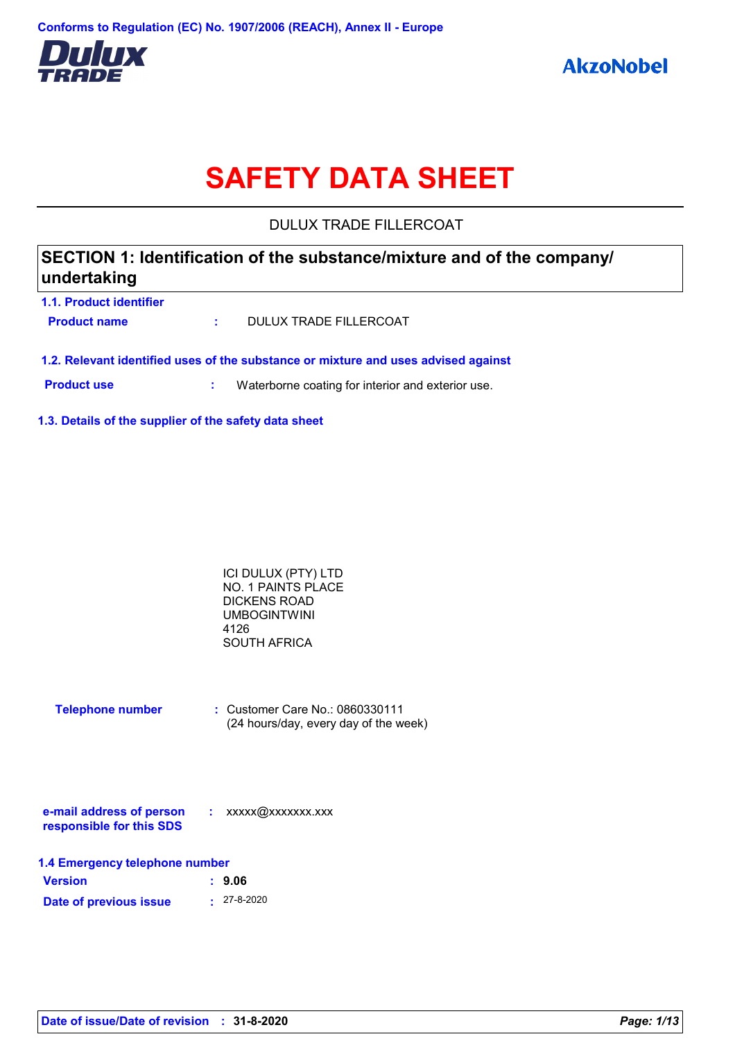Conforms to Regulation (EC) No. 1907/2006 (REACH), Annex II - Europe

Dulux TRADE

AkzoNobel

# SAFETY DATA SHEET

DULUX TRADE FILLERCOAT

## SECTION 1: Identification of the substance/mixture and of the company/ undertaking

### 1.1. Product identifier

**Product name** : DULUX TRADE FILLERCOAT

### 1.2. Relevant identified uses of the substance or mixture and uses advised against

**Product use** : Waterborne coating for interior and exterior use.

### 1.3. Details of the supplier of the safety data sheet

ICI DULUX (PTY) LTD
NO. 1 PAINTS PLACE
DICKENS ROAD
UMBOGINTWINI
4126
SOUTH AFRICA

**Telephone number** : Customer Care No.: 0860330111
(24 hours/day, every day of the week)

**e-mail address of person responsible for this SDS** : xxxxx@xxxxxxx.xxx

### 1.4 Emergency telephone number

**Version** : **9.06**

**Date of previous issue** : 27-8-2020

**Date of issue/Date of revision** : **31-8-2020**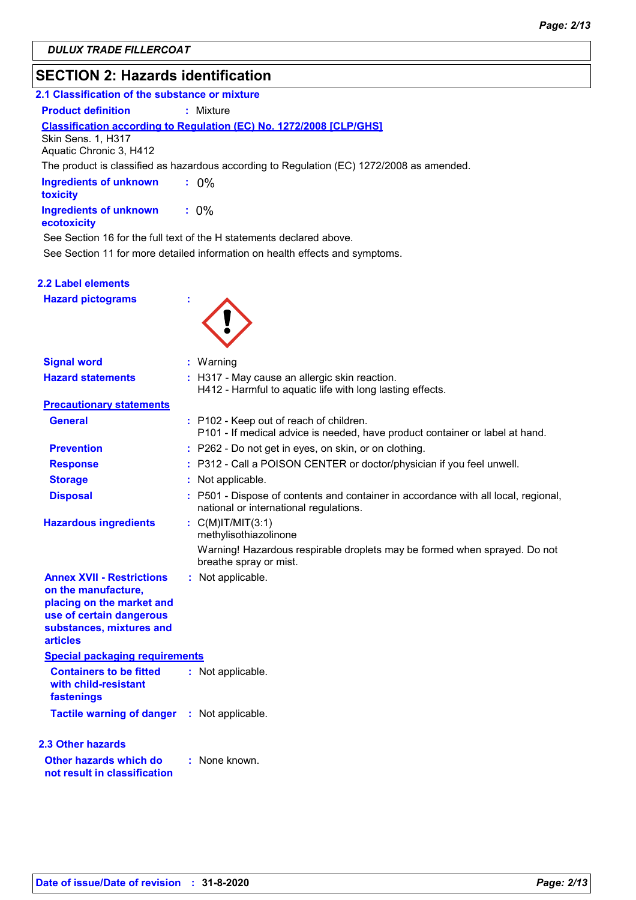# SECTION 2: Hazards identification

## 2.1 Classification of the substance or mixture

**Product definition** : Mixture

**Classification according to Regulation (EC) No. 1272/2008 [CLP/GHS]**

Skin Sens. 1, H317
Aquatic Chronic 3, H412

The product is classified as hazardous according to Regulation (EC) 1272/2008 as amended.

**Ingredients of unknown toxicity** : 0%

**Ingredients of unknown ecotoxicity** : 0%

See Section 16 for the full text of the H statements declared above.

See Section 11 for more detailed information on health effects and symptoms.

## 2.2 Label elements

**Hazard pictograms** :

**Signal word** : Warning

**Hazard statements** : H317 - May cause an allergic skin reaction.
H412 - Harmful to aquatic life with long lasting effects.

**Precautionary statements**

**General** : P102 - Keep out of reach of children.
P101 - If medical advice is needed, have product container or label at hand.

**Prevention** : P262 - Do not get in eyes, on skin, or on clothing.

**Response** : P312 - Call a POISON CENTER or doctor/physician if you feel unwell.

**Storage** : Not applicable.

**Disposal** : P501 - Dispose of contents and container in accordance with all local, regional, national or international regulations.

**Hazardous ingredients** : C(M)IT/MIT(3:1)
methylisothiazolinone

Warning! Hazardous respirable droplets may be formed when sprayed. Do not breathe spray or mist.

**Annex XVII - Restrictions on the manufacture, placing on the market and use of certain dangerous substances, mixtures and articles** : Not applicable.

**Special packaging requirements**

**Containers to be fitted with child-resistant fastenings** : Not applicable.

**Tactile warning of danger** : Not applicable.

## 2.3 Other hazards

**Other hazards which do not result in classification** : None known.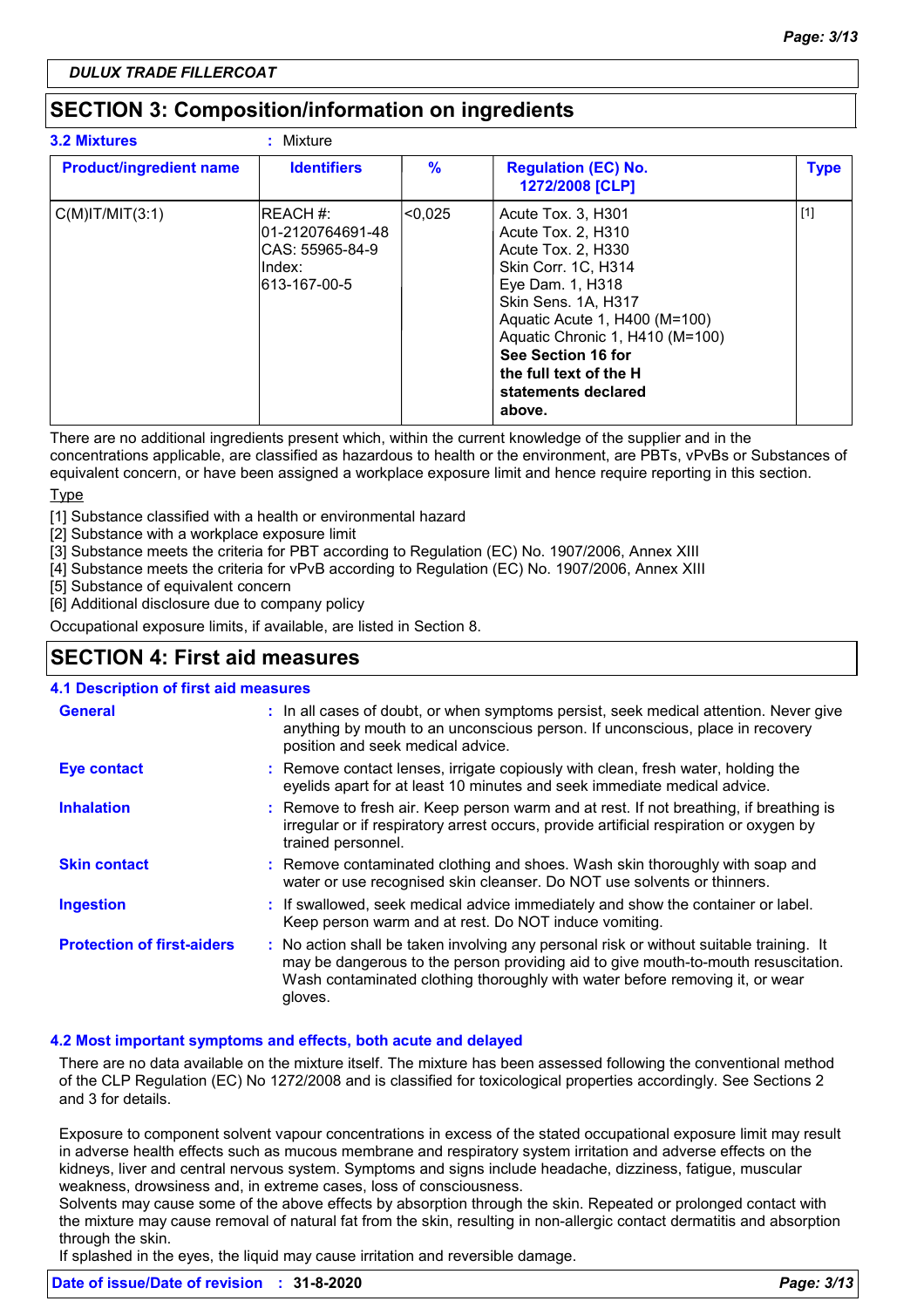## SECTION 3: Composition/information on ingredients

**3.2 Mixtures** : Mixture

| Product/ingredient name | Identifiers | % | Regulation (EC) No. 1272/2008 [CLP] | Type |
|---|---|---|---|---|
| C(M)IT/MIT(3:1) | REACH #: 01-2120764691-48<br>CAS: 55965-84-9<br>Index: 613-167-00-5 | <0,025 | Acute Tox. 3, H301<br>Acute Tox. 2, H310<br>Acute Tox. 2, H330<br>Skin Corr. 1C, H314<br>Eye Dam. 1, H318<br>Skin Sens. 1A, H317<br>Aquatic Acute 1, H400 (M=100)<br>Aquatic Chronic 1, H410 (M=100)<br>**See Section 16 for the full text of the H statements declared above.** | [1] |

There are no additional ingredients present which, within the current knowledge of the supplier and in the concentrations applicable, are classified as hazardous to health or the environment, are PBTs, vPvBs or Substances of equivalent concern, or have been assigned a workplace exposure limit and hence require reporting in this section.

Type

[1] Substance classified with a health or environmental hazard
[2] Substance with a workplace exposure limit
[3] Substance meets the criteria for PBT according to Regulation (EC) No. 1907/2006, Annex XIII
[4] Substance meets the criteria for vPvB according to Regulation (EC) No. 1907/2006, Annex XIII
[5] Substance of equivalent concern
[6] Additional disclosure due to company policy

Occupational exposure limits, if available, are listed in Section 8.

## SECTION 4: First aid measures

### 4.1 Description of first aid measures

**General** : In all cases of doubt, or when symptoms persist, seek medical attention. Never give anything by mouth to an unconscious person. If unconscious, place in recovery position and seek medical advice.

**Eye contact** : Remove contact lenses, irrigate copiously with clean, fresh water, holding the eyelids apart for at least 10 minutes and seek immediate medical advice.

**Inhalation** : Remove to fresh air. Keep person warm and at rest. If not breathing, if breathing is irregular or if respiratory arrest occurs, provide artificial respiration or oxygen by trained personnel.

**Skin contact** : Remove contaminated clothing and shoes. Wash skin thoroughly with soap and water or use recognised skin cleanser. Do NOT use solvents or thinners.

**Ingestion** : If swallowed, seek medical advice immediately and show the container or label. Keep person warm and at rest. Do NOT induce vomiting.

**Protection of first-aiders** : No action shall be taken involving any personal risk or without suitable training. It may be dangerous to the person providing aid to give mouth-to-mouth resuscitation. Wash contaminated clothing thoroughly with water before removing it, or wear gloves.

### 4.2 Most important symptoms and effects, both acute and delayed

There are no data available on the mixture itself. The mixture has been assessed following the conventional method of the CLP Regulation (EC) No 1272/2008 and is classified for toxicological properties accordingly. See Sections 2 and 3 for details.

Exposure to component solvent vapour concentrations in excess of the stated occupational exposure limit may result in adverse health effects such as mucous membrane and respiratory system irritation and adverse effects on the kidneys, liver and central nervous system. Symptoms and signs include headache, dizziness, fatigue, muscular weakness, drowsiness and, in extreme cases, loss of consciousness.
Solvents may cause some of the above effects by absorption through the skin. Repeated or prolonged contact with the mixture may cause removal of natural fat from the skin, resulting in non-allergic contact dermatitis and absorption through the skin.
If splashed in the eyes, the liquid may cause irritation and reversible damage.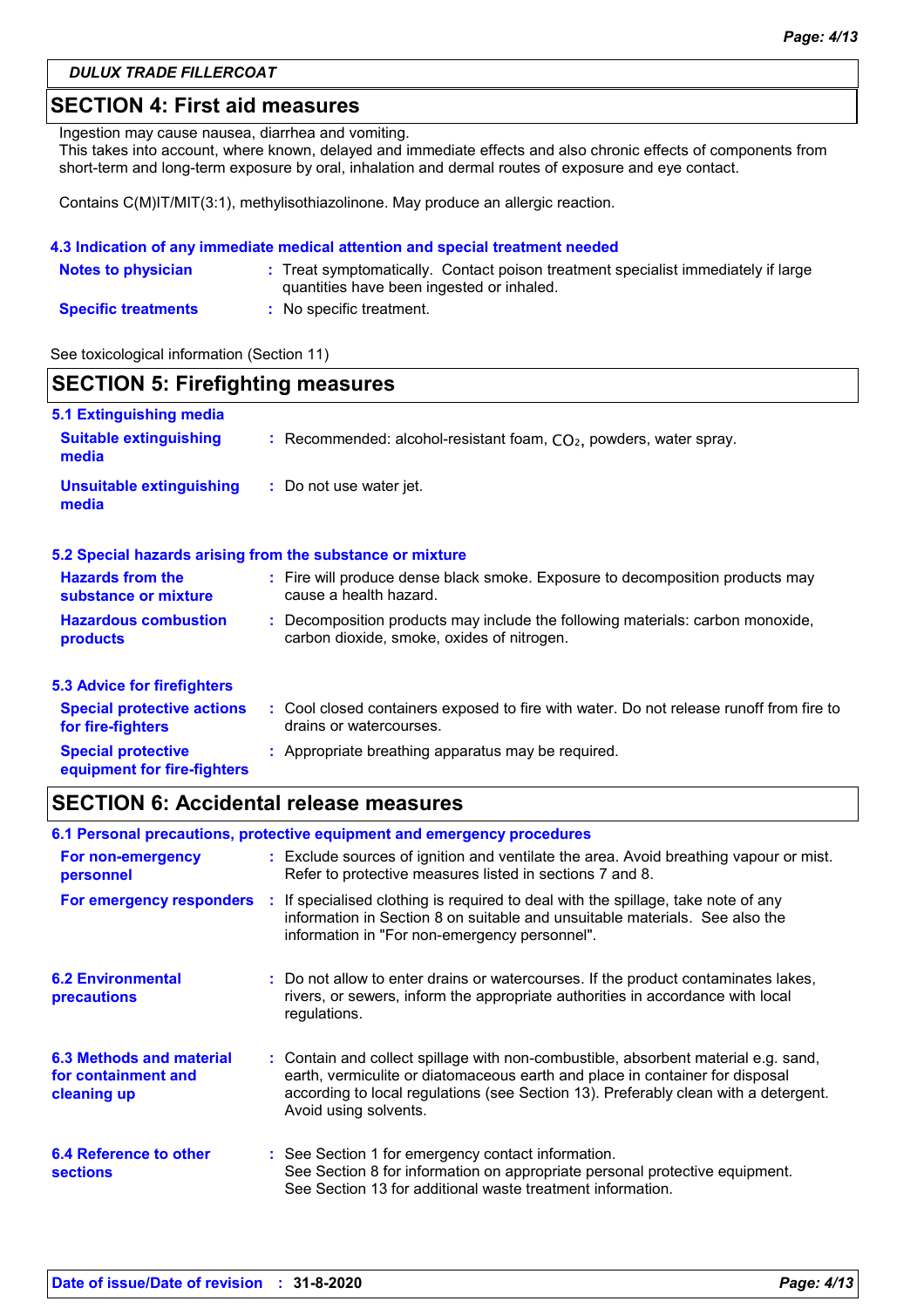## SECTION 4: First aid measures

Ingestion may cause nausea, diarrhea and vomiting.
This takes into account, where known, delayed and immediate effects and also chronic effects of components from short-term and long-term exposure by oral, inhalation and dermal routes of exposure and eye contact.

Contains C(M)IT/MIT(3:1), methylisothiazolinone. May produce an allergic reaction.

### 4.3 Indication of any immediate medical attention and special treatment needed

**Notes to physician** : Treat symptomatically. Contact poison treatment specialist immediately if large quantities have been ingested or inhaled.

**Specific treatments** : No specific treatment.

See toxicological information (Section 11)

## SECTION 5: Firefighting measures

### 5.1 Extinguishing media

**Suitable extinguishing media** : Recommended: alcohol-resistant foam, $CO_2$, powders, water spray.

**Unsuitable extinguishing media** : Do not use water jet.

### 5.2 Special hazards arising from the substance or mixture

**Hazards from the substance or mixture** : Fire will produce dense black smoke. Exposure to decomposition products may cause a health hazard.

**Hazardous combustion products** : Decomposition products may include the following materials: carbon monoxide, carbon dioxide, smoke, oxides of nitrogen.

### 5.3 Advice for firefighters

**Special protective actions for fire-fighters** : Cool closed containers exposed to fire with water. Do not release runoff from fire to drains or watercourses.

**Special protective equipment for fire-fighters** : Appropriate breathing apparatus may be required.

## SECTION 6: Accidental release measures

### 6.1 Personal precautions, protective equipment and emergency procedures

**For non-emergency personnel** : Exclude sources of ignition and ventilate the area. Avoid breathing vapour or mist. Refer to protective measures listed in sections 7 and 8.

**For emergency responders** : If specialised clothing is required to deal with the spillage, take note of any information in Section 8 on suitable and unsuitable materials. See also the information in "For non-emergency personnel".

**6.2 Environmental precautions** : Do not allow to enter drains or watercourses. If the product contaminates lakes, rivers, or sewers, inform the appropriate authorities in accordance with local regulations.

**6.3 Methods and material for containment and cleaning up** : Contain and collect spillage with non-combustible, absorbent material e.g. sand, earth, vermiculite or diatomaceous earth and place in container for disposal according to local regulations (see Section 13). Preferably clean with a detergent. Avoid using solvents.

**6.4 Reference to other sections** : See Section 1 for emergency contact information.
See Section 8 for information on appropriate personal protective equipment.
See Section 13 for additional waste treatment information.

**Date of issue/Date of revision** : 31-8-2020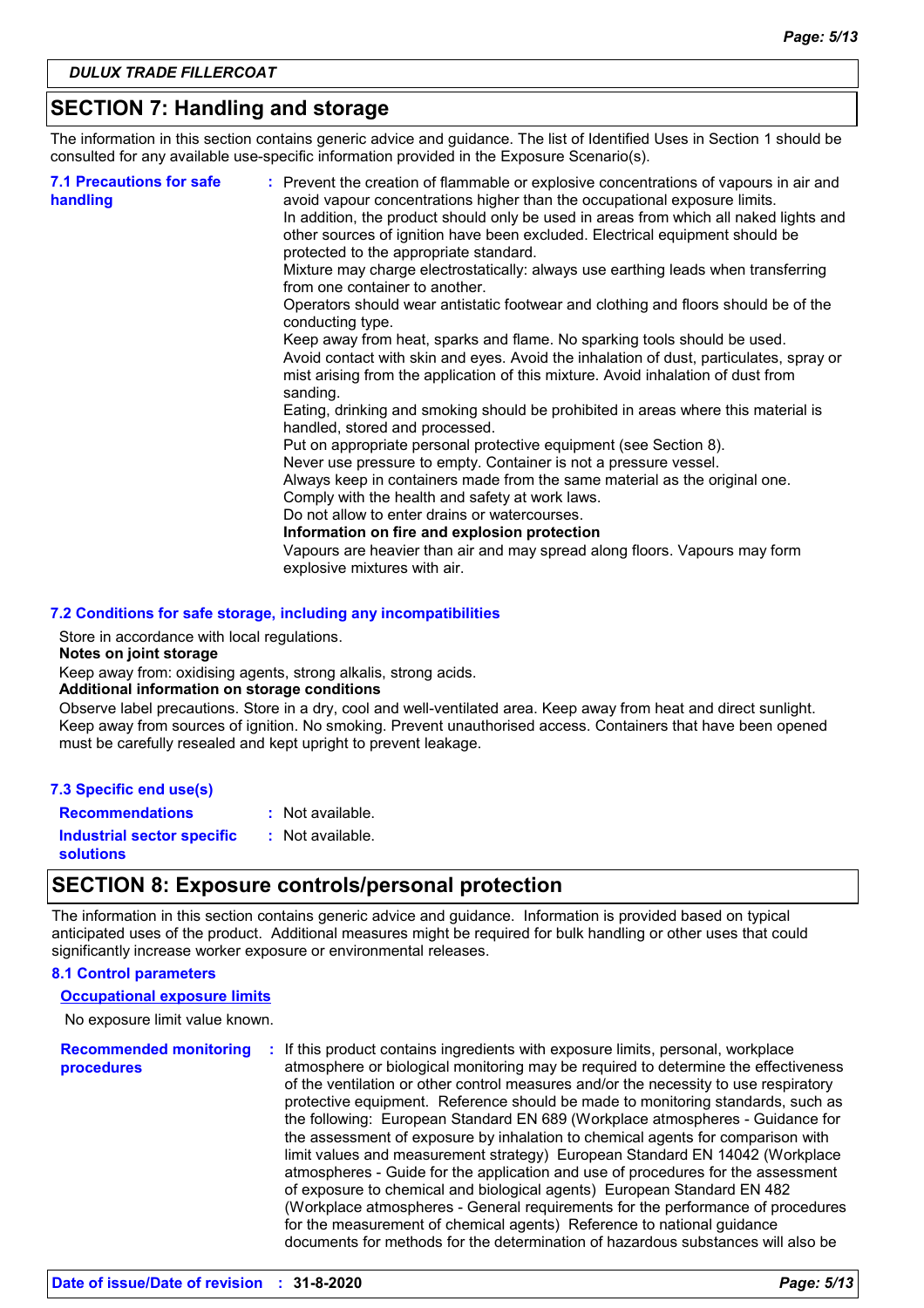DULUX TRADE FILLERCOAT

## SECTION 7: Handling and storage

The information in this section contains generic advice and guidance. The list of Identified Uses in Section 1 should be consulted for any available use-specific information provided in the Exposure Scenario(s).

**7.1 Precautions for safe handling**

: Prevent the creation of flammable or explosive concentrations of vapours in air and avoid vapour concentrations higher than the occupational exposure limits.
In addition, the product should only be used in areas from which all naked lights and other sources of ignition have been excluded. Electrical equipment should be protected to the appropriate standard.
Mixture may charge electrostatically: always use earthing leads when transferring from one container to another.
Operators should wear antistatic footwear and clothing and floors should be of the conducting type.
Keep away from heat, sparks and flame. No sparking tools should be used.
Avoid contact with skin and eyes. Avoid the inhalation of dust, particulates, spray or mist arising from the application of this mixture. Avoid inhalation of dust from sanding.
Eating, drinking and smoking should be prohibited in areas where this material is handled, stored and processed.
Put on appropriate personal protective equipment (see Section 8).
Never use pressure to empty. Container is not a pressure vessel.
Always keep in containers made from the same material as the original one.
Comply with the health and safety at work laws.
Do not allow to enter drains or watercourses.

**Information on fire and explosion protection**

Vapours are heavier than air and may spread along floors. Vapours may form explosive mixtures with air.

**7.2 Conditions for safe storage, including any incompatibilities**

Store in accordance with local regulations.

**Notes on joint storage**

Keep away from: oxidising agents, strong alkalis, strong acids.

**Additional information on storage conditions**

Observe label precautions. Store in a dry, cool and well-ventilated area. Keep away from heat and direct sunlight. Keep away from sources of ignition. No smoking. Prevent unauthorised access. Containers that have been opened must be carefully resealed and kept upright to prevent leakage.

**7.3 Specific end use(s)**

**Recommendations** : Not available.

**Industrial sector specific solutions** : Not available.

## SECTION 8: Exposure controls/personal protection

The information in this section contains generic advice and guidance. Information is provided based on typical anticipated uses of the product. Additional measures might be required for bulk handling or other uses that could significantly increase worker exposure or environmental releases.

**8.1 Control parameters**

**Occupational exposure limits**

No exposure limit value known.

**Recommended monitoring procedures**

: If this product contains ingredients with exposure limits, personal, workplace atmosphere or biological monitoring may be required to determine the effectiveness of the ventilation or other control measures and/or the necessity to use respiratory protective equipment. Reference should be made to monitoring standards, such as the following: European Standard EN 689 (Workplace atmospheres - Guidance for the assessment of exposure by inhalation to chemical agents for comparison with limit values and measurement strategy) European Standard EN 14042 (Workplace atmospheres - Guide for the application and use of procedures for the assessment of exposure to chemical and biological agents) European Standard EN 482 (Workplace atmospheres - General requirements for the performance of procedures for the measurement of chemical agents) Reference to national guidance documents for methods for the determination of hazardous substances will also be

**Date of issue/Date of revision : 31-8-2020**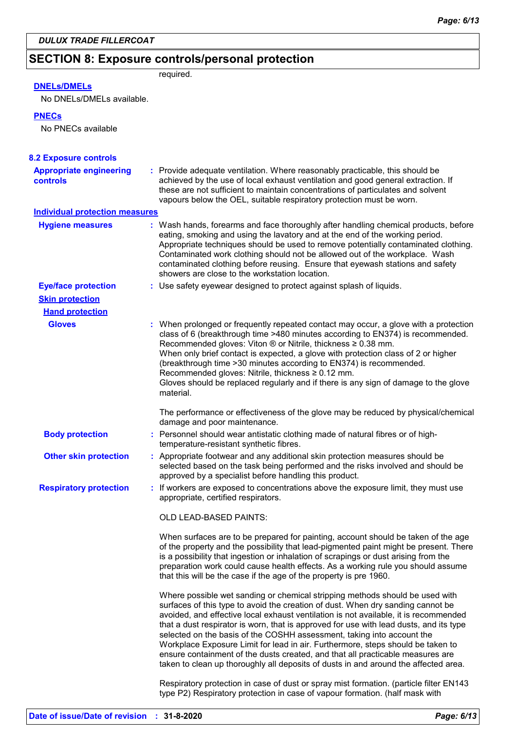## SECTION 8: Exposure controls/personal protection

required.

**DNELs/DMELs**

No DNELs/DMELs available.

**PNECs**

No PNECs available

### 8.2 Exposure controls

**Appropriate engineering controls** : Provide adequate ventilation. Where reasonably practicable, this should be achieved by the use of local exhaust ventilation and good general extraction. If these are not sufficient to maintain concentrations of particulates and solvent vapours below the OEL, suitable respiratory protection must be worn.

**Individual protection measures**

**Hygiene measures** : Wash hands, forearms and face thoroughly after handling chemical products, before eating, smoking and using the lavatory and at the end of the working period. Appropriate techniques should be used to remove potentially contaminated clothing. Contaminated work clothing should not be allowed out of the workplace. Wash contaminated clothing before reusing. Ensure that eyewash stations and safety showers are close to the workstation location.

**Eye/face protection** : Use safety eyewear designed to protect against splash of liquids.

**Skin protection**

**Hand protection**

**Gloves** : When prolonged or frequently repeated contact may occur, a glove with a protection class of 6 (breakthrough time >480 minutes according to EN374) is recommended. Recommended gloves: Viton ® or Nitrile, thickness ≥ 0.38 mm.
When only brief contact is expected, a glove with protection class of 2 or higher (breakthrough time >30 minutes according to EN374) is recommended. Recommended gloves: Nitrile, thickness ≥ 0.12 mm.
Gloves should be replaced regularly and if there is any sign of damage to the glove material.

The performance or effectiveness of the glove may be reduced by physical/chemical damage and poor maintenance.

**Body protection** : Personnel should wear antistatic clothing made of natural fibres or of high-temperature-resistant synthetic fibres.

**Other skin protection** : Appropriate footwear and any additional skin protection measures should be selected based on the task being performed and the risks involved and should be approved by a specialist before handling this product.

**Respiratory protection** : If workers are exposed to concentrations above the exposure limit, they must use appropriate, certified respirators.

OLD LEAD-BASED PAINTS:

When surfaces are to be prepared for painting, account should be taken of the age of the property and the possibility that lead-pigmented paint might be present. There is a possibility that ingestion or inhalation of scrapings or dust arising from the preparation work could cause health effects. As a working rule you should assume that this will be the case if the age of the property is pre 1960.

Where possible wet sanding or chemical stripping methods should be used with surfaces of this type to avoid the creation of dust. When dry sanding cannot be avoided, and effective local exhaust ventilation is not available, it is recommended that a dust respirator is worn, that is approved for use with lead dusts, and its type selected on the basis of the COSHH assessment, taking into account the Workplace Exposure Limit for lead in air. Furthermore, steps should be taken to ensure containment of the dusts created, and that all practicable measures are taken to clean up thoroughly all deposits of dusts in and around the affected area.

Respiratory protection in case of dust or spray mist formation. (particle filter EN143 type P2) Respiratory protection in case of vapour formation. (half mask with

**Date of issue/Date of revision** : **31-8-2020**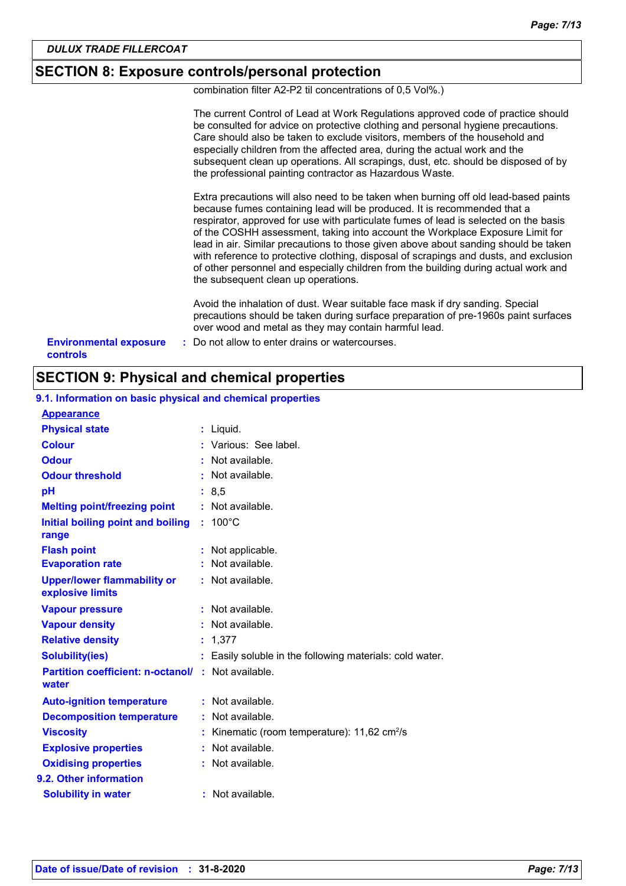## SECTION 8: Exposure controls/personal protection

combination filter A2-P2 til concentrations of 0,5 Vol%.)

The current Control of Lead at Work Regulations approved code of practice should be consulted for advice on protective clothing and personal hygiene precautions. Care should also be taken to exclude visitors, members of the household and especially children from the affected area, during the actual work and the subsequent clean up operations. All scrapings, dust, etc. should be disposed of by the professional painting contractor as Hazardous Waste.

Extra precautions will also need to be taken when burning off old lead-based paints because fumes containing lead will be produced. It is recommended that a respirator, approved for use with particulate fumes of lead is selected on the basis of the COSHH assessment, taking into account the Workplace Exposure Limit for lead in air. Similar precautions to those given above about sanding should be taken with reference to protective clothing, disposal of scrapings and dusts, and exclusion of other personnel and especially children from the building during actual work and the subsequent clean up operations.

Avoid the inhalation of dust. Wear suitable face mask if dry sanding. Special precautions should be taken during surface preparation of pre-1960s paint surfaces over wood and metal as they may contain harmful lead.

**Environmental exposure controls** : Do not allow to enter drains or watercourses.

## SECTION 9: Physical and chemical properties

### 9.1. Information on basic physical and chemical properties

**Appearance**

| | |
|---|---|
| **Physical state** | : Liquid. |
| **Colour** | : Various: See label. |
| **Odour** | : Not available. |
| **Odour threshold** | : Not available. |
| **pH** | : 8,5 |
| **Melting point/freezing point** | : Not available. |
| **Initial boiling point and boiling range** | : 100°C |
| **Flash point** | : Not applicable. |
| **Evaporation rate** | : Not available. |
| **Upper/lower flammability or explosive limits** | : Not available. |
| **Vapour pressure** | : Not available. |
| **Vapour density** | : Not available. |
| **Relative density** | : 1,377 |
| **Solubility(ies)** | : Easily soluble in the following materials: cold water. |
| **Partition coefficient: n-octanol/ water** | : Not available. |
| **Auto-ignition temperature** | : Not available. |
| **Decomposition temperature** | : Not available. |
| **Viscosity** | : Kinematic (room temperature): 11,62 $cm^2/s$ |
| **Explosive properties** | : Not available. |
| **Oxidising properties** | : Not available. |

### 9.2. Other information

| | |
|---|---|
| **Solubility in water** | : Not available. |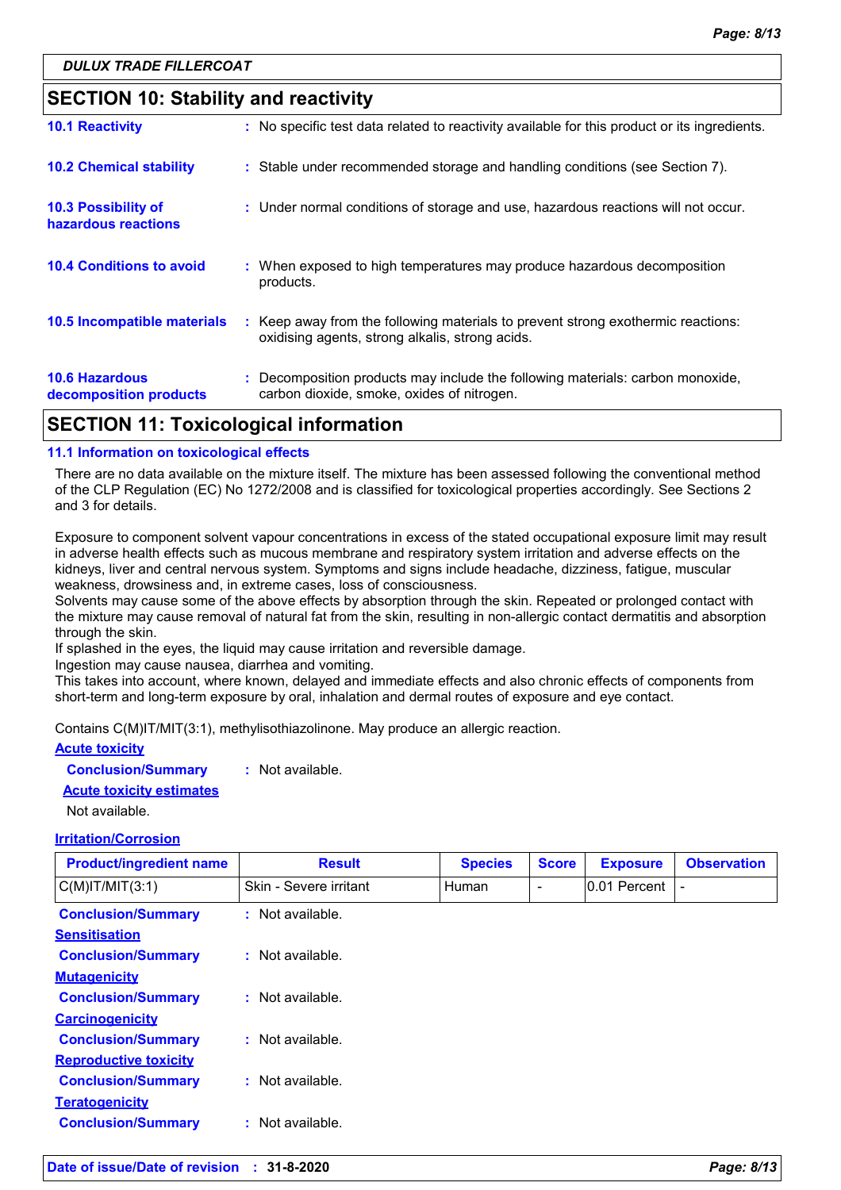## SECTION 10: Stability and reactivity

| | |
|---|---|
| **10.1 Reactivity** | : No specific test data related to reactivity available for this product or its ingredients. |
| **10.2 Chemical stability** | : Stable under recommended storage and handling conditions (see Section 7). |
| **10.3 Possibility of hazardous reactions** | : Under normal conditions of storage and use, hazardous reactions will not occur. |
| **10.4 Conditions to avoid** | : When exposed to high temperatures may produce hazardous decomposition products. |
| **10.5 Incompatible materials** | : Keep away from the following materials to prevent strong exothermic reactions: oxidising agents, strong alkalis, strong acids. |
| **10.6 Hazardous decomposition products** | : Decomposition products may include the following materials: carbon monoxide, carbon dioxide, smoke, oxides of nitrogen. |

## SECTION 11: Toxicological information

### 11.1 Information on toxicological effects

There are no data available on the mixture itself. The mixture has been assessed following the conventional method of the CLP Regulation (EC) No 1272/2008 and is classified for toxicological properties accordingly. See Sections 2 and 3 for details.

Exposure to component solvent vapour concentrations in excess of the stated occupational exposure limit may result in adverse health effects such as mucous membrane and respiratory system irritation and adverse effects on the kidneys, liver and central nervous system. Symptoms and signs include headache, dizziness, fatigue, muscular weakness, drowsiness and, in extreme cases, loss of consciousness.
Solvents may cause some of the above effects by absorption through the skin. Repeated or prolonged contact with the mixture may cause removal of natural fat from the skin, resulting in non-allergic contact dermatitis and absorption through the skin.
If splashed in the eyes, the liquid may cause irritation and reversible damage.
Ingestion may cause nausea, diarrhea and vomiting.
This takes into account, where known, delayed and immediate effects and also chronic effects of components from short-term and long-term exposure by oral, inhalation and dermal routes of exposure and eye contact.

Contains C(M)IT/MIT(3:1), methylisothiazolinone. May produce an allergic reaction.

**Acute toxicity**

**Conclusion/Summary** : Not available.

**Acute toxicity estimates**

Not available.

**Irritation/Corrosion**

| Product/ingredient name | Result | Species | Score | Exposure | Observation |
|---|---|---|---|---|---|
| C(M)IT/MIT(3:1) | Skin - Severe irritant | Human | - | 0.01 Percent | - |

**Conclusion/Summary** : Not available.

**Sensitisation**

**Conclusion/Summary** : Not available.

**Mutagenicity**

**Conclusion/Summary** : Not available.

**Carcinogenicity**

**Conclusion/Summary** : Not available.

**Reproductive toxicity**

**Conclusion/Summary** : Not available.

**Teratogenicity**

**Conclusion/Summary** : Not available.

**Date of issue/Date of revision** : 31-8-2020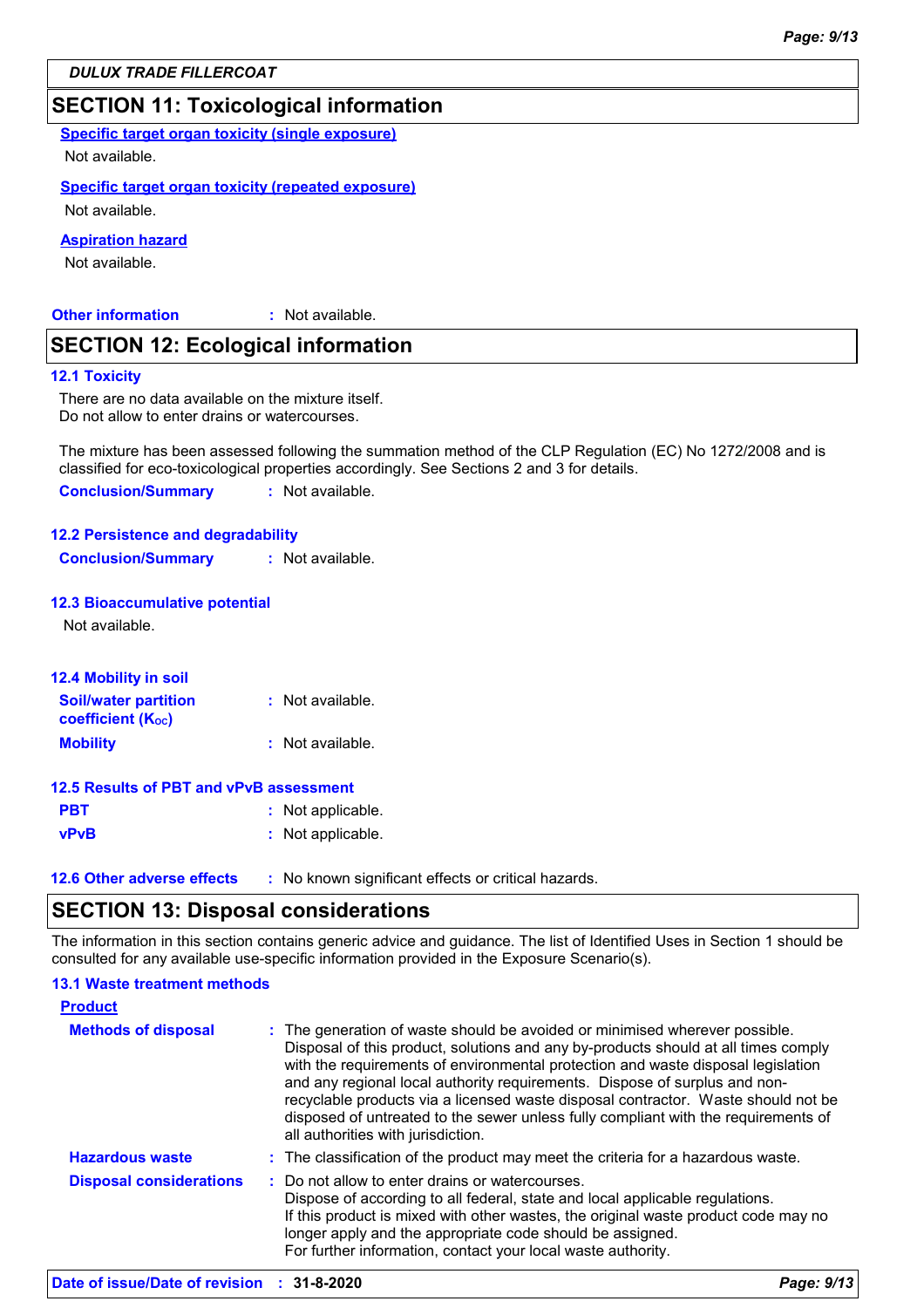## SECTION 11: Toxicological information

**Specific target organ toxicity (single exposure)**

Not available.

**Specific target organ toxicity (repeated exposure)**

Not available.

**Aspiration hazard**

Not available.

**Other information** : Not available.

## SECTION 12: Ecological information

### 12.1 Toxicity

There are no data available on the mixture itself.
Do not allow to enter drains or watercourses.

The mixture has been assessed following the summation method of the CLP Regulation (EC) No 1272/2008 and is classified for eco-toxicological properties accordingly. See Sections 2 and 3 for details.

**Conclusion/Summary** : Not available.

### 12.2 Persistence and degradability

**Conclusion/Summary** : Not available.

### 12.3 Bioaccumulative potential

Not available.

### 12.4 Mobility in soil

**Soil/water partition coefficient ($K_{OC}$)** : Not available.

**Mobility** : Not available.

### 12.5 Results of PBT and vPvB assessment

**PBT** : Not applicable.

**vPvB** : Not applicable.

### 12.6 Other adverse effects : No known significant effects or critical hazards.

## SECTION 13: Disposal considerations

The information in this section contains generic advice and guidance. The list of Identified Uses in Section 1 should be consulted for any available use-specific information provided in the Exposure Scenario(s).

### 13.1 Waste treatment methods

**Product**

**Methods of disposal** : The generation of waste should be avoided or minimised wherever possible. Disposal of this product, solutions and any by-products should at all times comply with the requirements of environmental protection and waste disposal legislation and any regional local authority requirements. Dispose of surplus and non-recyclable products via a licensed waste disposal contractor. Waste should not be disposed of untreated to the sewer unless fully compliant with the requirements of all authorities with jurisdiction.

**Hazardous waste** : The classification of the product may meet the criteria for a hazardous waste.

**Disposal considerations** : Do not allow to enter drains or watercourses.
Dispose of according to all federal, state and local applicable regulations.
If this product is mixed with other wastes, the original waste product code may no longer apply and the appropriate code should be assigned.
For further information, contact your local waste authority.

**Date of issue/Date of revision** : **31-8-2020**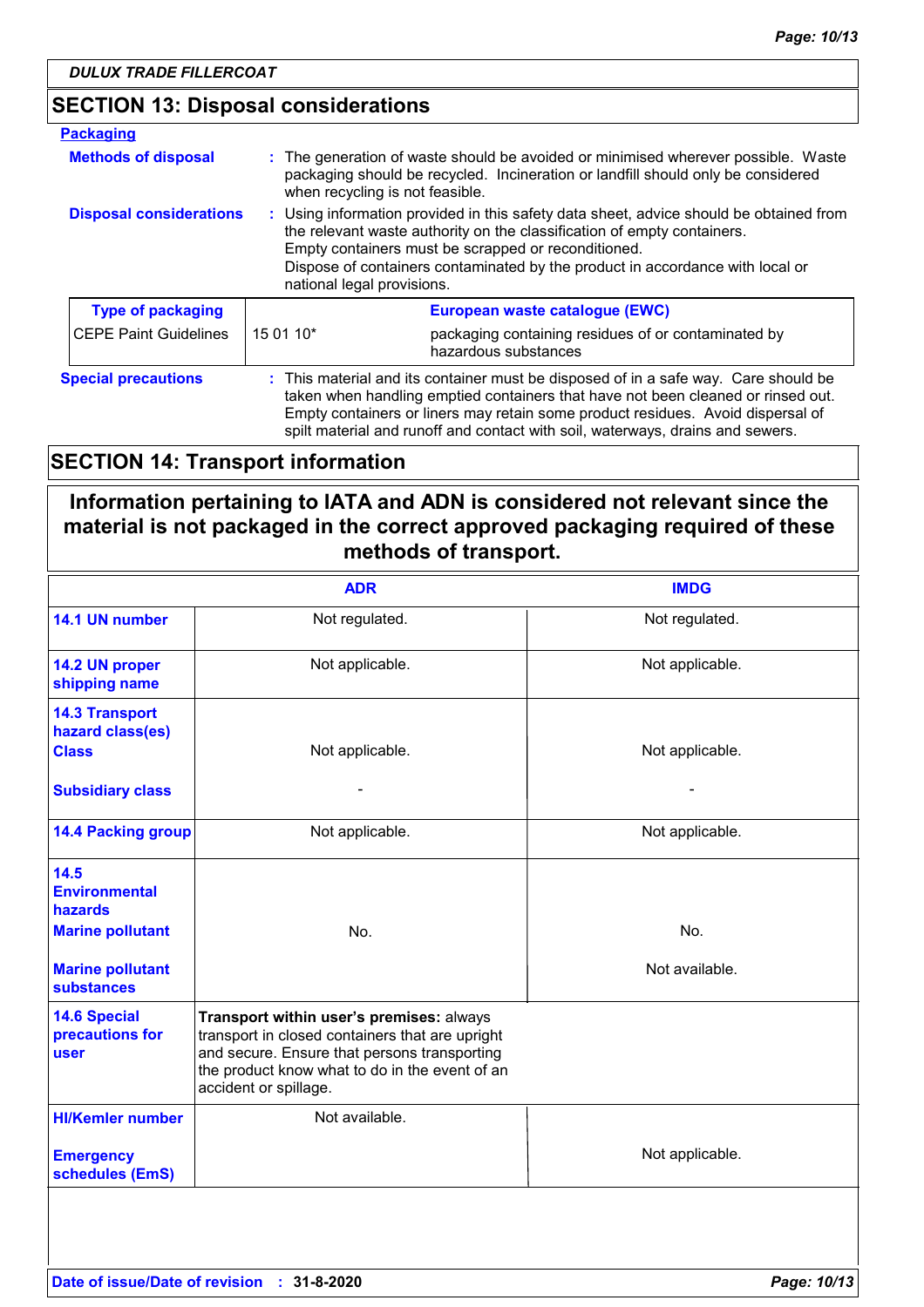## SECTION 13: Disposal considerations

### Packaging

**Methods of disposal** : The generation of waste should be avoided or minimised wherever possible. Waste packaging should be recycled. Incineration or landfill should only be considered when recycling is not feasible.

**Disposal considerations** : Using information provided in this safety data sheet, advice should be obtained from the relevant waste authority on the classification of empty containers. Empty containers must be scrapped or reconditioned. Dispose of containers contaminated by the product in accordance with local or national legal provisions.

| Type of packaging | European waste catalogue (EWC) | |
|---|---|---|
| CEPE Paint Guidelines | 15 01 10* | packaging containing residues of or contaminated by hazardous substances |

**Special precautions** : This material and its container must be disposed of in a safe way. Care should be taken when handling emptied containers that have not been cleaned or rinsed out. Empty containers or liners may retain some product residues. Avoid dispersal of spilt material and runoff and contact with soil, waterways, drains and sewers.

## SECTION 14: Transport information

**Information pertaining to IATA and ADN is considered not relevant since the material is not packaged in the correct approved packaging required of these methods of transport.**

| | ADR | IMDG |
|---|---|---|
| **14.1 UN number** | Not regulated. | Not regulated. |
| **14.2 UN proper shipping name** | Not applicable. | Not applicable. |
| **14.3 Transport hazard class(es)** **Class** | Not applicable. | Not applicable. |
| **Subsidiary class** | - | - |
| **14.4 Packing group** | Not applicable. | Not applicable. |
| **14.5 Environmental hazards** **Marine pollutant** | No. | No. |
| **Marine pollutant substances** | | Not available. |
| **14.6 Special precautions for user** | **Transport within user's premises:** always transport in closed containers that are upright and secure. Ensure that persons transporting the product know what to do in the event of an accident or spillage. | |
| **HI/Kemler number** | Not available. | |
| **Emergency schedules (EmS)** | | Not applicable. |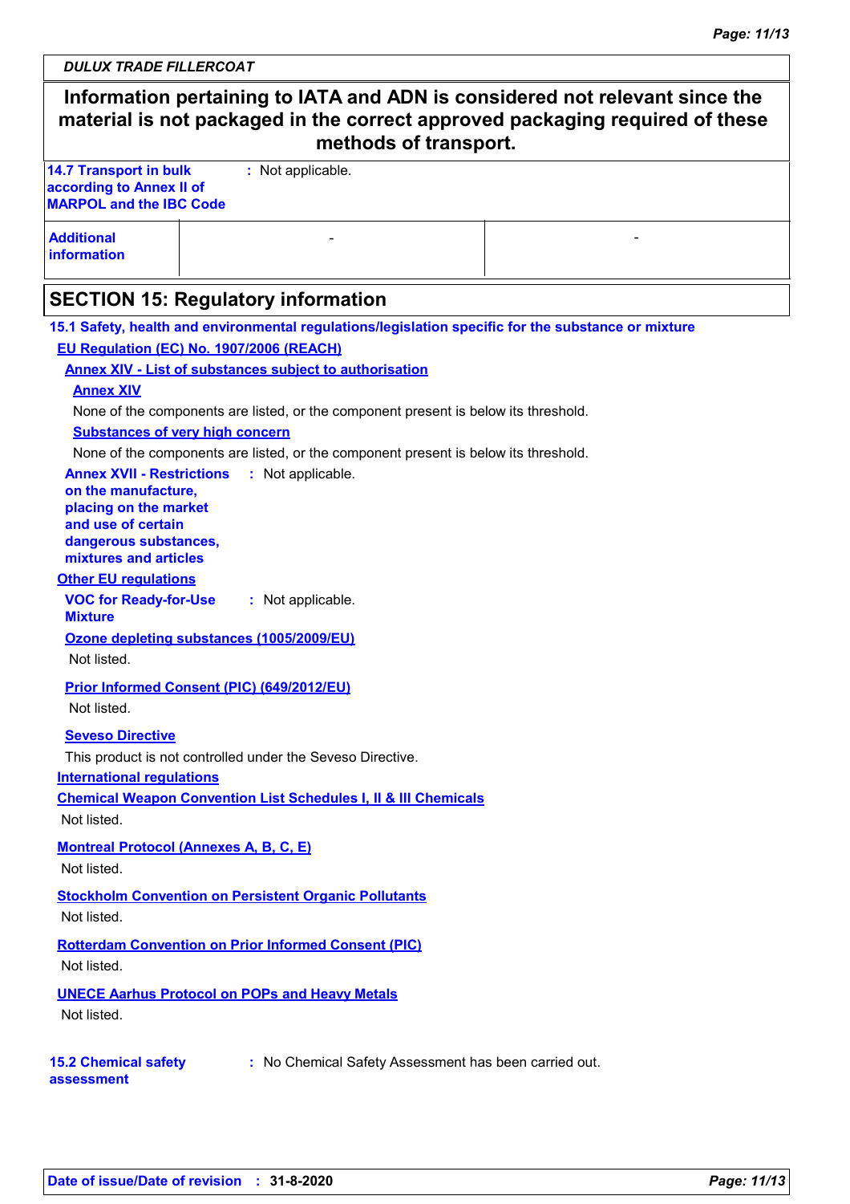**Information pertaining to IATA and ADN is considered not relevant since the material is not packaged in the correct approved packaging required of these methods of transport.**

**14.7 Transport in bulk according to Annex II of MARPOL and the IBC Code** : Not applicable.

| | | |
|---|---|---|
| **Additional information** | - | - |

## SECTION 15: Regulatory information

**15.1 Safety, health and environmental regulations/legislation specific for the substance or mixture**

**EU Regulation (EC) No. 1907/2006 (REACH)**

**Annex XIV - List of substances subject to authorisation**

**Annex XIV**

None of the components are listed, or the component present is below its threshold.

**Substances of very high concern**

None of the components are listed, or the component present is below its threshold.

**Annex XVII - Restrictions on the manufacture, placing on the market and use of certain dangerous substances, mixtures and articles** : Not applicable.

**Other EU regulations**

**VOC for Ready-for-Use Mixture** : Not applicable.

**Ozone depleting substances (1005/2009/EU)**

Not listed.

**Prior Informed Consent (PIC) (649/2012/EU)**

Not listed.

**Seveso Directive**

This product is not controlled under the Seveso Directive.

**International regulations**

**Chemical Weapon Convention List Schedules I, II & III Chemicals**

Not listed.

**Montreal Protocol (Annexes A, B, C, E)**

Not listed.

**Stockholm Convention on Persistent Organic Pollutants**

Not listed.

**Rotterdam Convention on Prior Informed Consent (PIC)**

Not listed.

**UNECE Aarhus Protocol on POPs and Heavy Metals**

Not listed.

**15.2 Chemical safety assessment** : No Chemical Safety Assessment has been carried out.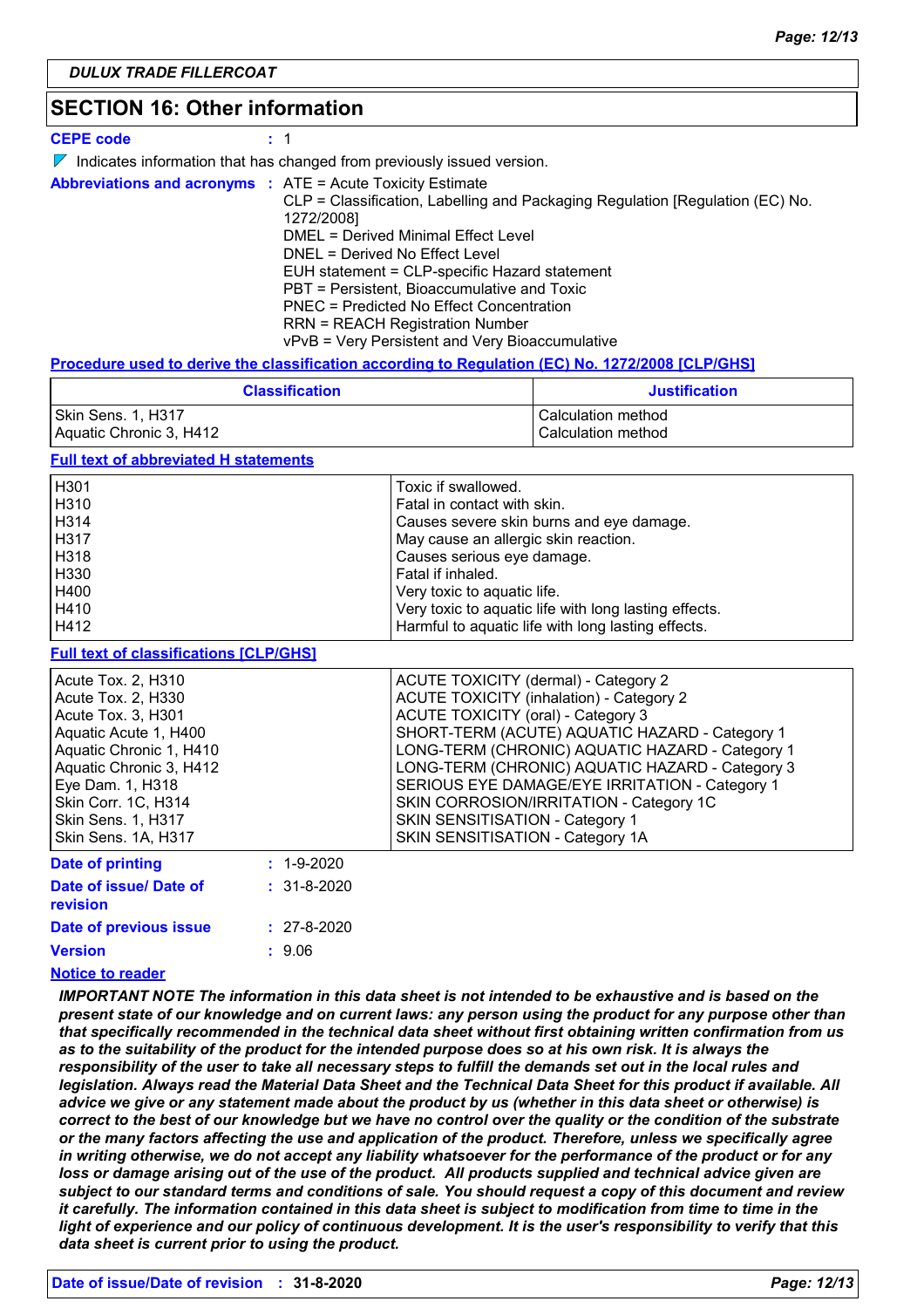**DULUX TRADE FILLERCOAT**

## SECTION 16: Other information

**CEPE code** : 1

◤ Indicates information that has changed from previously issued version.

**Abbreviations and acronyms** : ATE = Acute Toxicity Estimate
CLP = Classification, Labelling and Packaging Regulation [Regulation (EC) No. 1272/2008]
DMEL = Derived Minimal Effect Level
DNEL = Derived No Effect Level
EUH statement = CLP-specific Hazard statement
PBT = Persistent, Bioaccumulative and Toxic
PNEC = Predicted No Effect Concentration
RRN = REACH Registration Number
vPvB = Very Persistent and Very Bioaccumulative

**Procedure used to derive the classification according to Regulation (EC) No. 1272/2008 [CLP/GHS]**

| Classification | Justification |
|---|---|
| Skin Sens. 1, H317<br>Aquatic Chronic 3, H412 | Calculation method<br>Calculation method |

**Full text of abbreviated H statements**

| | |
|---|---|
| H301 | Toxic if swallowed. |
| H310 | Fatal in contact with skin. |
| H314 | Causes severe skin burns and eye damage. |
| H317 | May cause an allergic skin reaction. |
| H318 | Causes serious eye damage. |
| H330 | Fatal if inhaled. |
| H400 | Very toxic to aquatic life. |
| H410 | Very toxic to aquatic life with long lasting effects. |
| H412 | Harmful to aquatic life with long lasting effects. |

**Full text of classifications [CLP/GHS]**

| | |
|---|---|
| Acute Tox. 2, H310 | ACUTE TOXICITY (dermal) - Category 2 |
| Acute Tox. 2, H330 | ACUTE TOXICITY (inhalation) - Category 2 |
| Acute Tox. 3, H301 | ACUTE TOXICITY (oral) - Category 3 |
| Aquatic Acute 1, H400 | SHORT-TERM (ACUTE) AQUATIC HAZARD - Category 1 |
| Aquatic Chronic 1, H410 | LONG-TERM (CHRONIC) AQUATIC HAZARD - Category 1 |
| Aquatic Chronic 3, H412 | LONG-TERM (CHRONIC) AQUATIC HAZARD - Category 3 |
| Eye Dam. 1, H318 | SERIOUS EYE DAMAGE/EYE IRRITATION - Category 1 |
| Skin Corr. 1C, H314 | SKIN CORROSION/IRRITATION - Category 1C |
| Skin Sens. 1, H317 | SKIN SENSITISATION - Category 1 |
| Skin Sens. 1A, H317 | SKIN SENSITISATION - Category 1A |

**Date of printing** : 1-9-2020

**Date of issue/ Date of revision** : 31-8-2020

**Date of previous issue** : 27-8-2020

**Version** : 9.06

**Notice to reader**

***IMPORTANT NOTE The information in this data sheet is not intended to be exhaustive and is based on the present state of our knowledge and on current laws: any person using the product for any purpose other than that specifically recommended in the technical data sheet without first obtaining written confirmation from us as to the suitability of the product for the intended purpose does so at his own risk. It is always the responsibility of the user to take all necessary steps to fulfill the demands set out in the local rules and legislation. Always read the Material Data Sheet and the Technical Data Sheet for this product if available. All advice we give or any statement made about the product by us (whether in this data sheet or otherwise) is correct to the best of our knowledge but we have no control over the quality or the condition of the substrate or the many factors affecting the use and application of the product. Therefore, unless we specifically agree in writing otherwise, we do not accept any liability whatsoever for the performance of the product or for any loss or damage arising out of the use of the product. All products supplied and technical advice given are subject to our standard terms and conditions of sale. You should request a copy of this document and review it carefully. The information contained in this data sheet is subject to modification from time to time in the light of experience and our policy of continuous development. It is the user's responsibility to verify that this data sheet is current prior to using the product.***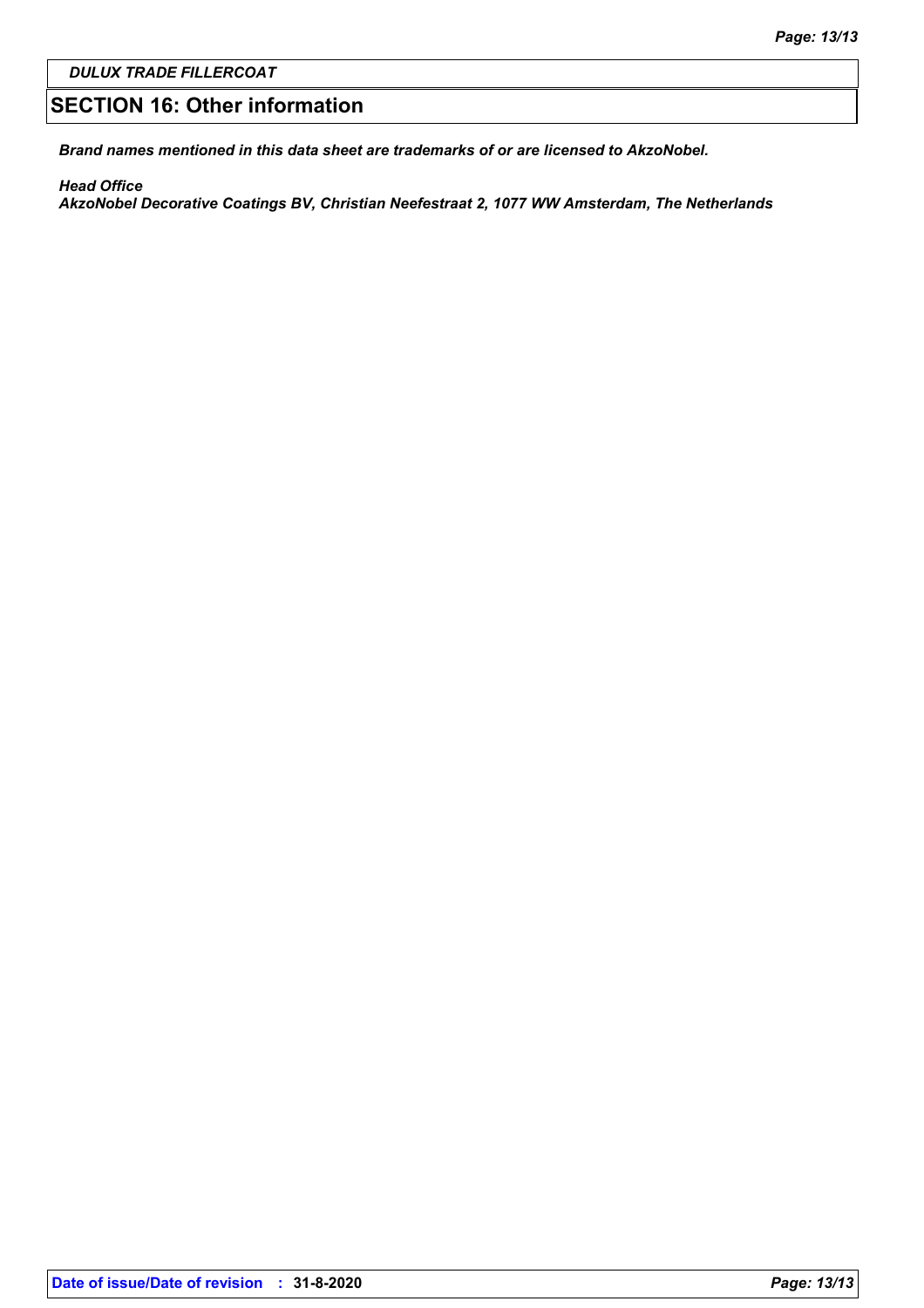## SECTION 16: Other information

***Brand names mentioned in this data sheet are trademarks of or are licensed to AkzoNobel.***

***Head Office***
***AkzoNobel Decorative Coatings BV, Christian Neefestraat 2, 1077 WW Amsterdam, The Netherlands***